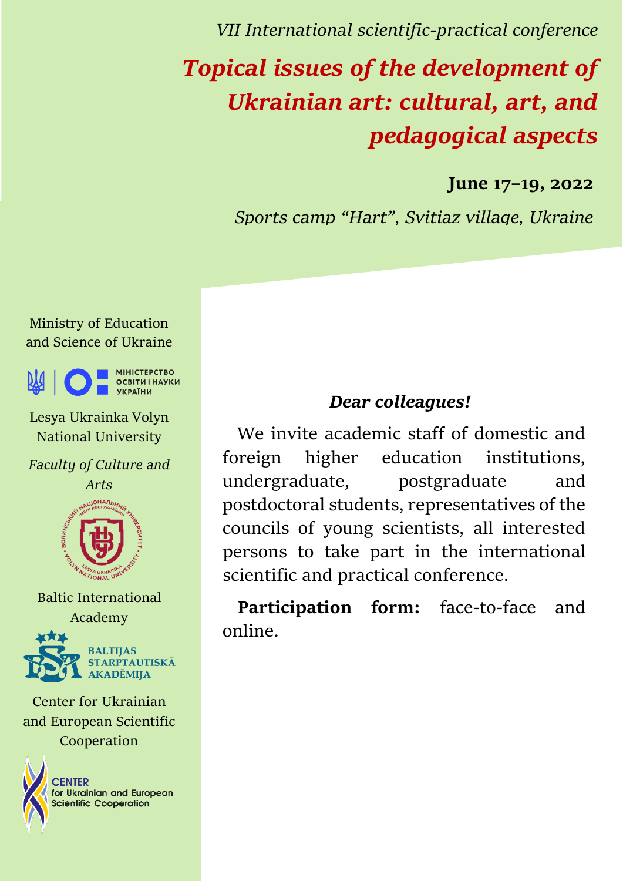*VII International scientific-practical conference*

# *Topical issues of the development of Ukrainian art: cultural, art, and pedagogical aspects*

**June 17–19, 2022**

*Sports camp "Hart", Svitiaz village, Ukraine*

Ministry of Education and Science of Ukraine

МІНІСТЕРСТВО ОСВІТИ І НАУКИ УКРАЇНИ

Lesya Ukrainka Volyn National University

*Faculty of Culture and Arts*

Baltic International Academy

BALTIJAS STARPTAUTISKĀ AKADĒMIJA

Center for Ukrainian and European Scientific Cooperation

CENTER for Ukrainian and European Scientific Cooperation

***Dear colleagues!***

We invite academic staff of domestic and foreign higher education institutions, undergraduate, postgraduate and postdoctoral students, representatives of the councils of young scientists, all interested persons to take part in the international scientific and practical conference.

**Participation form:** face-to-face and online.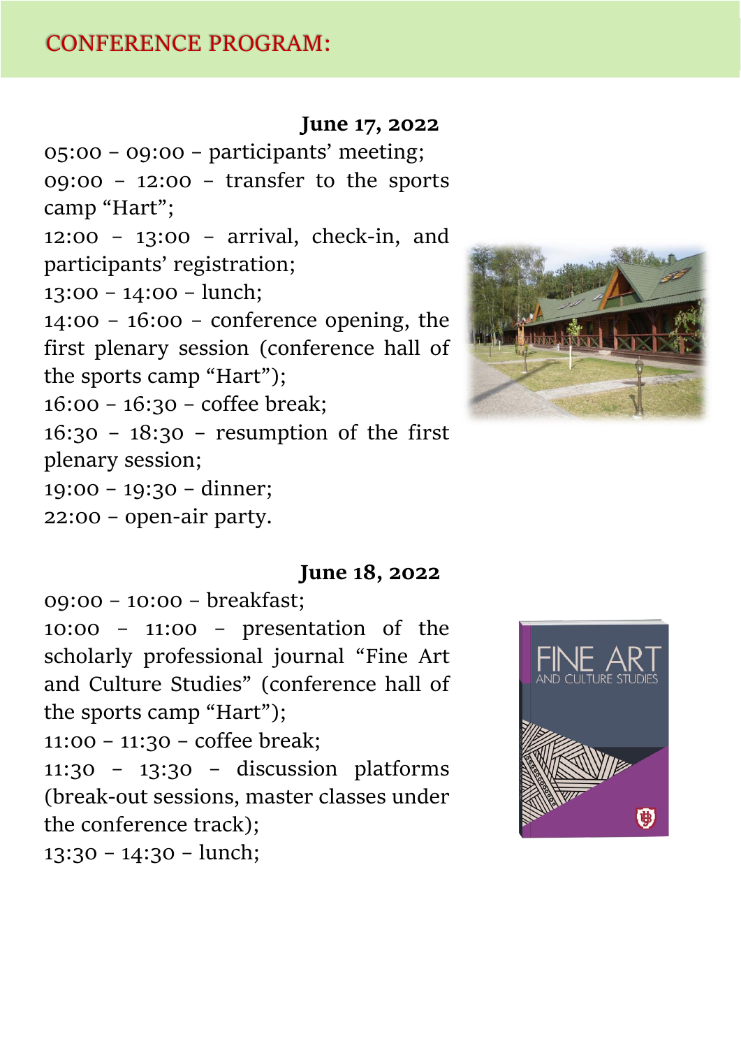# CONFERENCE PROGRAM:

**June 17, 2022**

05:00 – 09:00 – participants' meeting;
09:00 – 12:00 – transfer to the sports camp "Hart";
12:00 – 13:00 – arrival, check-in, and participants' registration;
13:00 – 14:00 – lunch;
14:00 – 16:00 – conference opening, the first plenary session (conference hall of the sports camp "Hart");
16:00 – 16:30 – coffee break;
16:30 – 18:30 – resumption of the first plenary session;
19:00 – 19:30 – dinner;
22:00 – open-air party.

**June 18, 2022**

09:00 – 10:00 – breakfast;
10:00 – 11:00 – presentation of the scholarly professional journal "Fine Art and Culture Studies" (conference hall of the sports camp "Hart");
11:00 – 11:30 – coffee break;
11:30 – 13:30 – discussion platforms (break-out sessions, master classes under the conference track);
13:30 – 14:30 – lunch;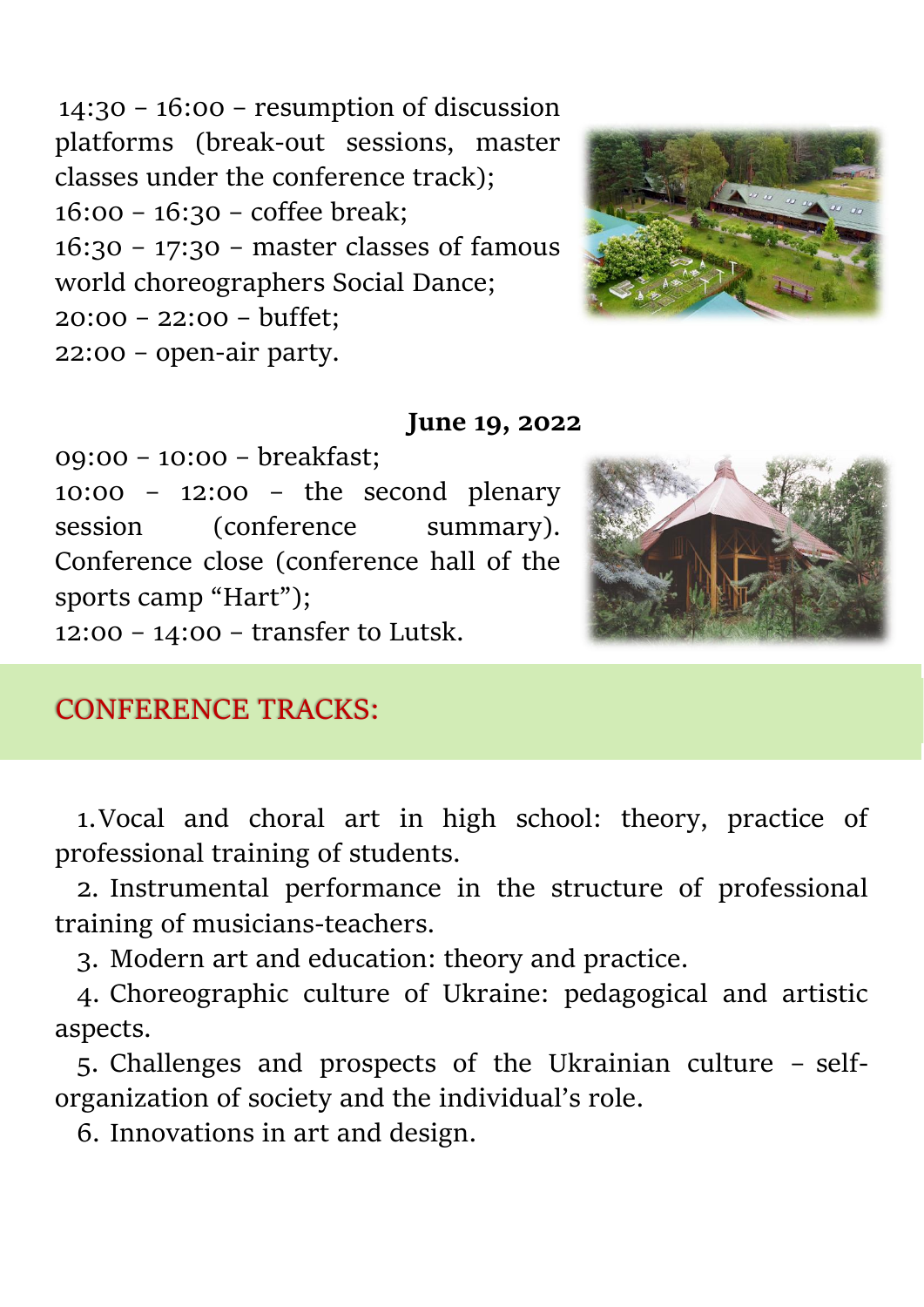14:30 – 16:00 – resumption of discussion platforms (break-out sessions, master classes under the conference track);

16:00 – 16:30 – coffee break;

16:30 – 17:30 – master classes of famous world choreographers Social Dance;

20:00 – 22:00 – buffet;

22:00 – open-air party.

**June 19, 2022**

09:00 – 10:00 – breakfast;

10:00 – 12:00 – the second plenary session (conference summary). Conference close (conference hall of the sports camp "Hart");

12:00 – 14:00 – transfer to Lutsk.

## CONFERENCE TRACKS:

1. Vocal and choral art in high school: theory, practice of professional training of students.
2. Instrumental performance in the structure of professional training of musicians-teachers.
3. Modern art and education: theory and practice.
4. Choreographic culture of Ukraine: pedagogical and artistic aspects.
5. Challenges and prospects of the Ukrainian culture – self-organization of society and the individual's role.
6. Innovations in art and design.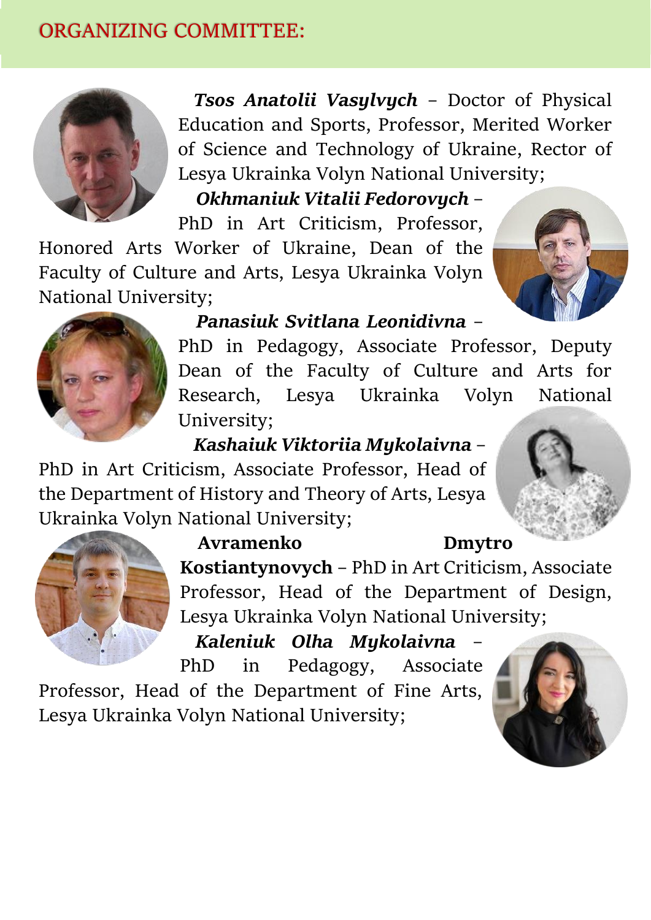## ORGANIZING COMMITTEE:

***Tsos Anatolii Vasylvych*** – Doctor of Physical Education and Sports, Professor, Merited Worker of Science and Technology of Ukraine, Rector of Lesya Ukrainka Volyn National University;

***Okhmaniuk Vitalii Fedorovych*** – PhD in Art Criticism, Professor, Honored Arts Worker of Ukraine, Dean of the Faculty of Culture and Arts, Lesya Ukrainka Volyn National University;

***Panasiuk Svitlana Leonidivna*** – PhD in Pedagogy, Associate Professor, Deputy Dean of the Faculty of Culture and Arts for Research, Lesya Ukrainka Volyn National University;

***Kashaiuk Viktoriia Mykolaivna*** – PhD in Art Criticism, Associate Professor, Head of the Department of History and Theory of Arts, Lesya Ukrainka Volyn National University;

**Avramenko Dmytro Kostiantynovych** – PhD in Art Criticism, Associate Professor, Head of the Department of Design, Lesya Ukrainka Volyn National University;

***Kaleniuk Olha Mykolaivna*** – PhD in Pedagogy, Associate Professor, Head of the Department of Fine Arts, Lesya Ukrainka Volyn National University;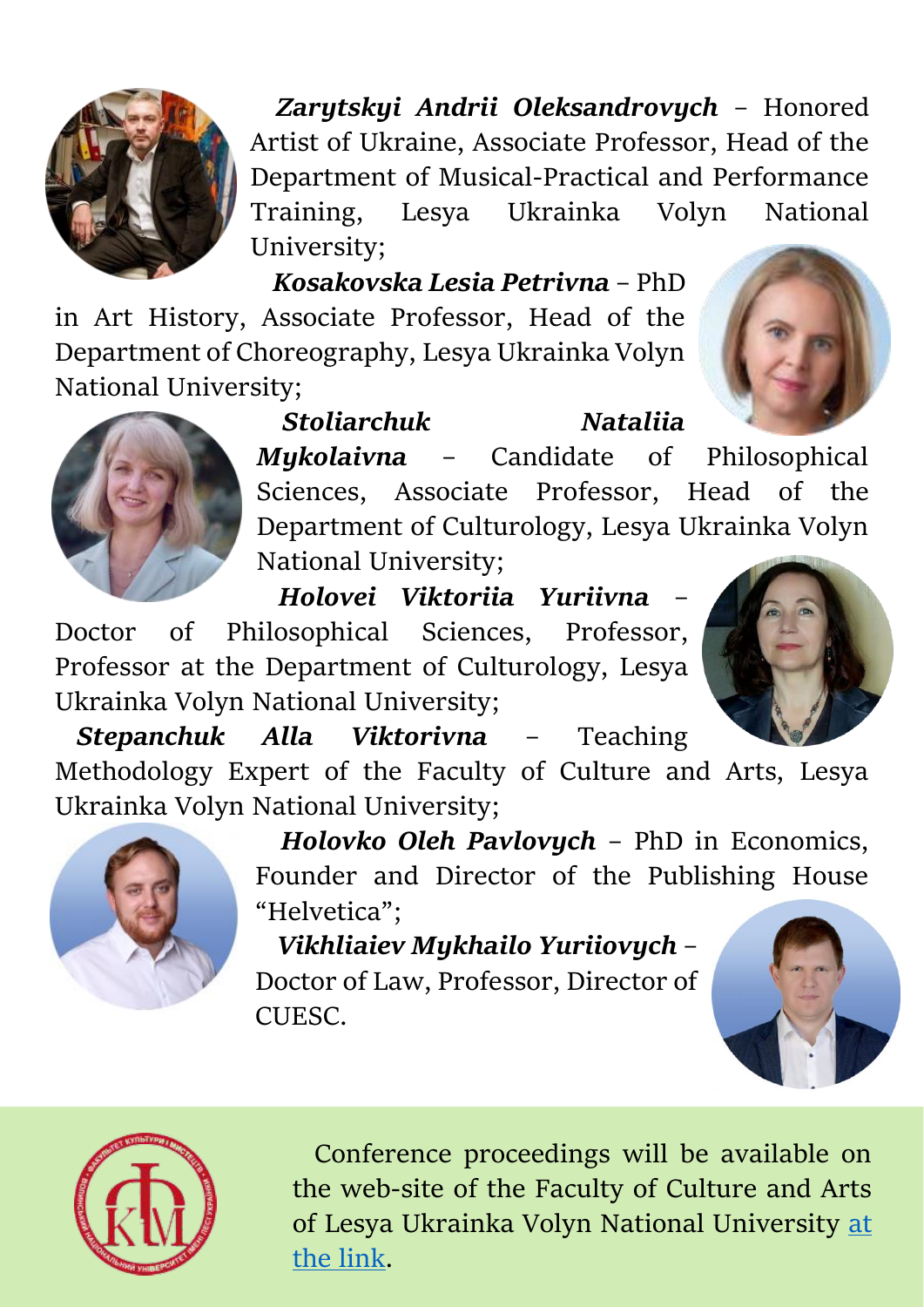***Zarytskyi Andrii Oleksandrovych*** – Honored Artist of Ukraine, Associate Professor, Head of the Department of Musical-Practical and Performance Training, Lesya Ukrainka Volyn National University;

***Kosakovska Lesia Petrivna*** – PhD in Art History, Associate Professor, Head of the Department of Choreography, Lesya Ukrainka Volyn National University;

***Stoliarchuk Nataliia Mykolaivna*** – Candidate of Philosophical Sciences, Associate Professor, Head of the Department of Culturology, Lesya Ukrainka Volyn National University;

***Holovei Viktoriia Yuriivna*** – Doctor of Philosophical Sciences, Professor, Professor at the Department of Culturology, Lesya Ukrainka Volyn National University;

***Stepanchuk Alla Viktorivna*** – Teaching Methodology Expert of the Faculty of Culture and Arts, Lesya Ukrainka Volyn National University;

***Holovko Oleh Pavlovych*** – PhD in Economics, Founder and Director of the Publishing House "Helvetica";

***Vikhliaiev Mykhailo Yuriiovych*** – Doctor of Law, Professor, Director of CUESC.

Conference proceedings will be available on the web-site of the Faculty of Culture and Arts of Lesya Ukrainka Volyn National University at the link.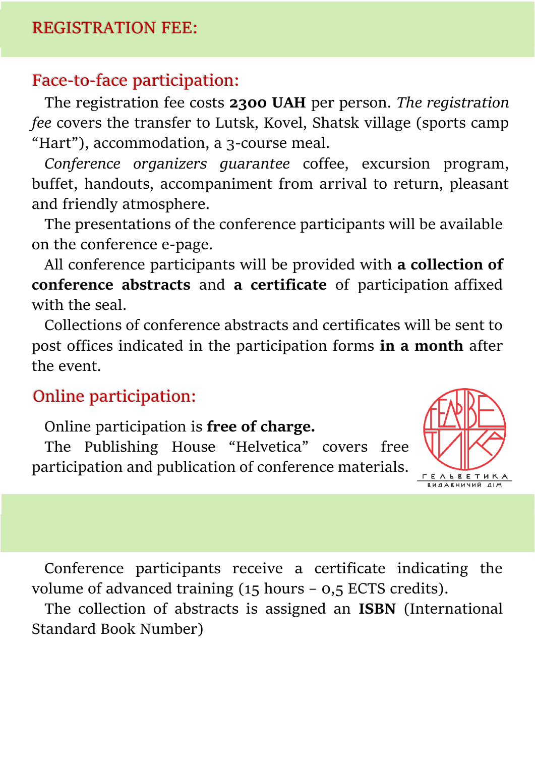# REGISTRATION FEE:

## Face-to-face participation:

The registration fee costs **2300 UAH** per person. *The registration fee* covers the transfer to Lutsk, Kovel, Shatsk village (sports camp “Hart”), accommodation, a 3-course meal.

*Conference organizers guarantee* coffee, excursion program, buffet, handouts, accompaniment from arrival to return, pleasant and friendly atmosphere.

The presentations of the conference participants will be available on the conference e-page.

All conference participants will be provided with **a collection of conference abstracts** and **a certificate** of participation affixed with the seal.

Collections of conference abstracts and certificates will be sent to post offices indicated in the participation forms **in a month** after the event.

## Online participation:

Online participation is **free of charge.**

The Publishing House “Helvetica” covers free participation and publication of conference materials.

Conference participants receive a certificate indicating the volume of advanced training (15 hours – 0,5 ECTS credits).

The collection of abstracts is assigned an **ISBN** (International Standard Book Number)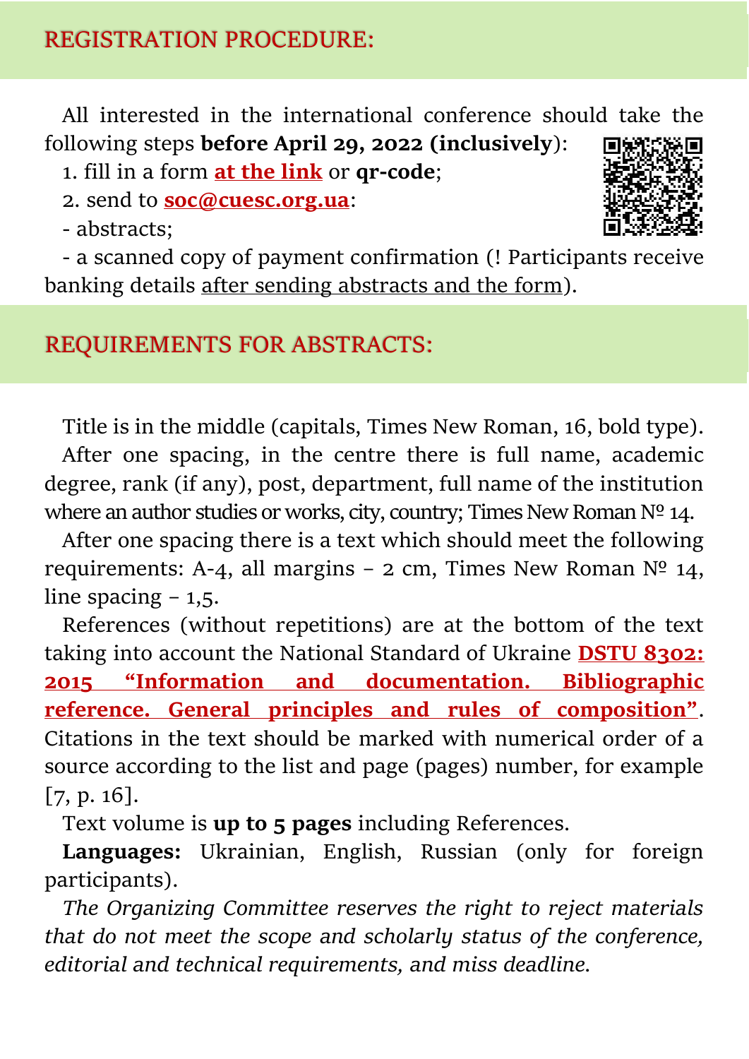## REGISTRATION PROCEDURE:

All interested in the international conference should take the following steps **before April 29, 2022 (inclusively)**:

1. fill in a form **at the link** or **qr-code**;
2. send to **soc@cuesc.org.ua**:

- abstracts;
- a scanned copy of payment confirmation (! Participants receive banking details after sending abstracts and the form).

## REQUIREMENTS FOR ABSTRACTS:

Title is in the middle (capitals, Times New Roman, 16, bold type).

After one spacing, in the centre there is full name, academic degree, rank (if any), post, department, full name of the institution where an author studies or works, city, country; Times New Roman № 14.

After one spacing there is a text which should meet the following requirements: A-4, all margins – 2 cm, Times New Roman № 14, line spacing – 1,5.

References (without repetitions) are at the bottom of the text taking into account the National Standard of Ukraine **DSTU 8302: 2015 "Information and documentation. Bibliographic reference. General principles and rules of composition"**. Citations in the text should be marked with numerical order of a source according to the list and page (pages) number, for example [7, p. 16].

Text volume is **up to 5 pages** including References.

**Languages:** Ukrainian, English, Russian (only for foreign participants).

*The Organizing Committee reserves the right to reject materials that do not meet the scope and scholarly status of the conference, editorial and technical requirements, and miss deadline.*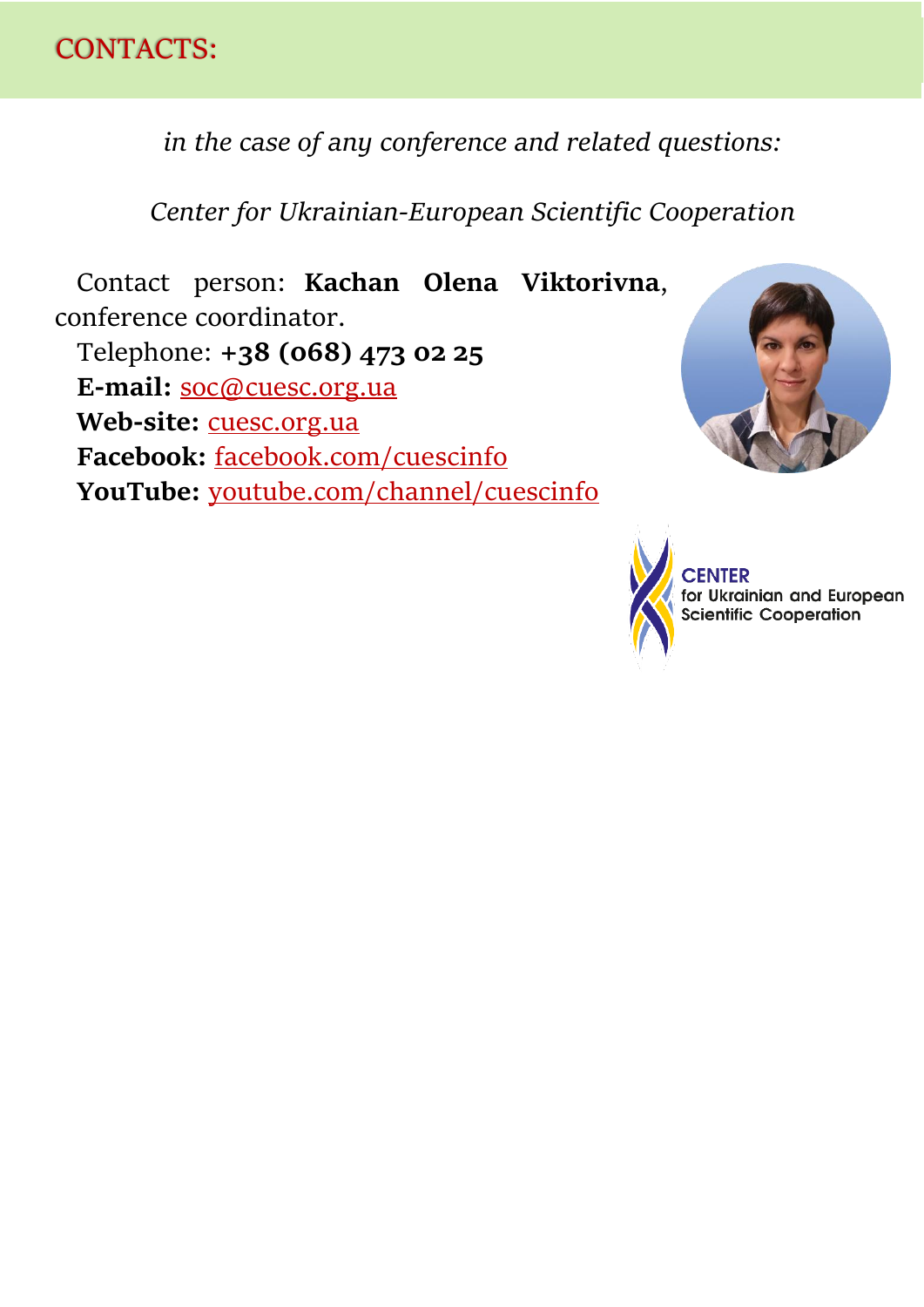# CONTACTS:

*in the case of any conference and related questions:*

*Center for Ukrainian-European Scientific Cooperation*

Contact person: **Kachan Olena Viktorivna**, conference coordinator.

Telephone: **+38 (068) 473 02 25**

**E-mail:** soc@cuesc.org.ua

**Web-site:** cuesc.org.ua

**Facebook:** facebook.com/cuescinfo

**YouTube:** youtube.com/channel/cuescinfo

CENTER for Ukrainian and European Scientific Cooperation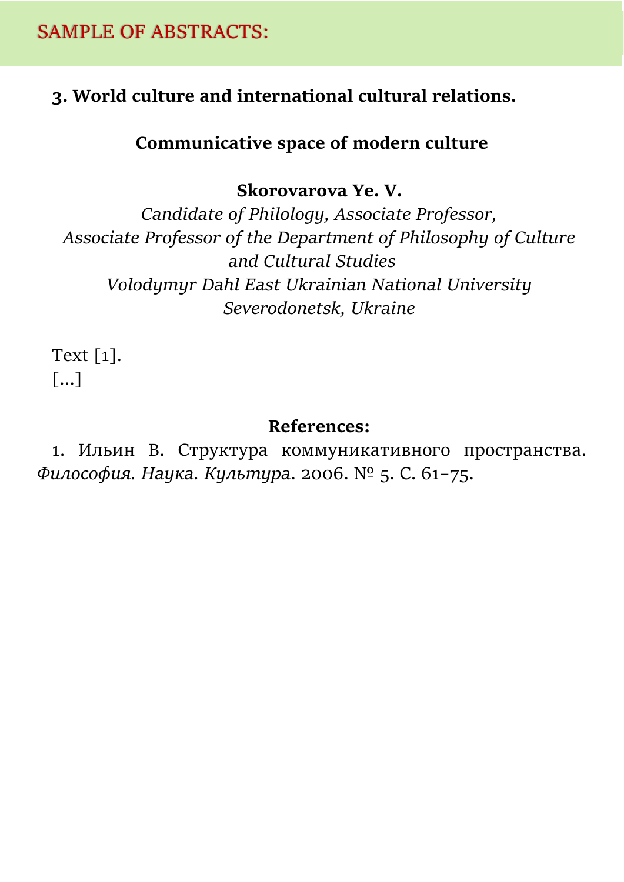## SAMPLE OF ABSTRACTS:

**3. World culture and international cultural relations.**

**Communicative space of modern culture**

**Skorovarova Ye. V.**

*Candidate of Philology, Associate Professor,*
*Associate Professor of the Department of Philosophy of Culture and Cultural Studies*
*Volodymyr Dahl East Ukrainian National University*
*Severodonetsk, Ukraine*

Text [1].
[...]

**References:**

1. Ильин В. Структура коммуникативного пространства. *Философия. Наука. Культура*. 2006. № 5. С. 61–75.